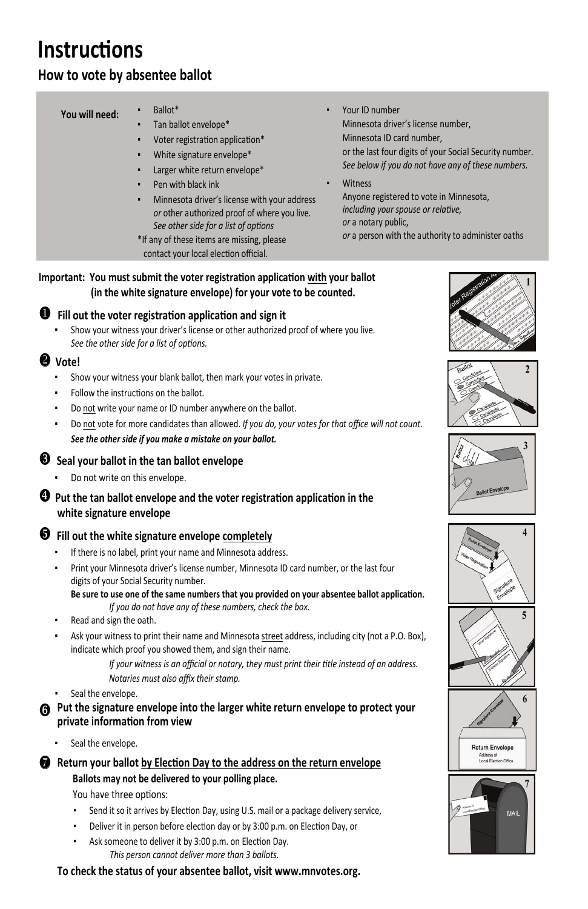# Instructions

## How to vote by absentee ballot

**You will need:**

- Ballot*
- Tan ballot envelope*
- Voter registration application*
- White signature envelope*
- Larger white return envelope*
- Pen with black ink
- Minnesota driver's license with your address *or* other authorized proof of where you live. *See other side for a list of options*

*If any of these items are missing, please contact your local election official.

- Your ID number
  Minnesota driver's license number,
  Minnesota ID card number,
  or the last four digits of your Social Security number.
  *See below if you do not have any of these numbers.*
- Witness
  Anyone registered to vote in Minnesota, *including your spouse or relative,*
  *or* a notary public,
  *or* a person with the authority to administer oaths

**Important: You must submit the voter registration application <u>with</u> your ballot (in the white signature envelope) for your vote to be counted.**

### ❶ Fill out the voter registration application and sign it

- Show your witness your driver's license or other authorized proof of where you live. *See the other side for a list of options.*

### ❷ Vote!

- Show your witness your blank ballot, then mark your votes in private.
- Follow the instructions on the ballot.
- Do <u>not</u> write your name or ID number anywhere on the ballot.
- Do <u>not</u> vote for more candidates than allowed. *If you do, your votes for that office will not count.* ***See the other side if you make a mistake on your ballot.***

### ❸ Seal your ballot in the tan ballot envelope

- Do not write on this envelope.

### ❹ Put the tan ballot envelope and the voter registration application in the white signature envelope

### ❺ Fill out the white signature envelope <u>completely</u>

- If there is no label, print your name and Minnesota address.
- Print your Minnesota driver's license number, Minnesota ID card number, or the last four digits of your Social Security number.
  **Be sure to use one of the same numbers that you provided on your absentee ballot application.**
  *If you do not have any of these numbers, check the box.*
- Read and sign the oath.
- Ask your witness to print their name and Minnesota <u>street</u> address, including city (not a P.O. Box), indicate which proof you showed them, and sign their name.
  *If your witness is an official or notary, they must print their title instead of an address. Notaries must also affix their stamp.*
- Seal the envelope.

### ❻ Put the signature envelope into the larger white return envelope to protect your private information from view

- Seal the envelope.

### ❼ Return your ballot <u>by Election Day to the address on the return envelope</u>

**Ballots may not be delivered to your polling place.**

You have three options:

- Send it so it arrives by Election Day, using U.S. mail or a package delivery service,
- Deliver it in person before election day or by 3:00 p.m. on Election Day, or
- Ask someone to deliver it by 3:00 p.m. on Election Day.
  *This person cannot deliver more than 3 ballots.*

**To check the status of your absentee ballot, visit www.mnvotes.org.**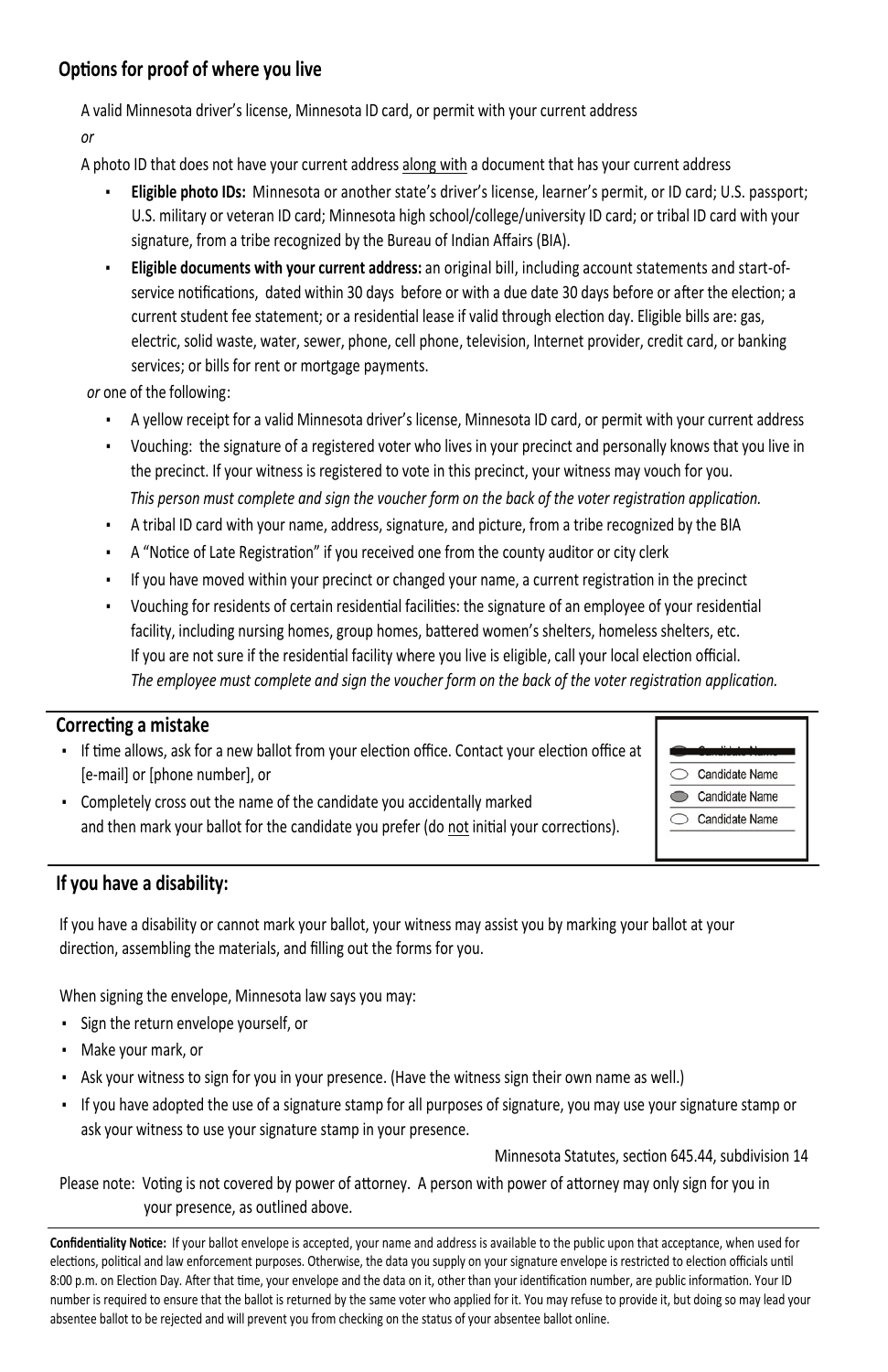## Options for proof of where you live

A valid Minnesota driver's license, Minnesota ID card, or permit with your current address

*or*

A photo ID that does not have your current address along with a document that has your current address

- **Eligible photo IDs:** Minnesota or another state's driver's license, learner's permit, or ID card; U.S. passport; U.S. military or veteran ID card; Minnesota high school/college/university ID card; or tribal ID card with your signature, from a tribe recognized by the Bureau of Indian Affairs (BIA).
- **Eligible documents with your current address:** an original bill, including account statements and start-of-service notifications, dated within 30 days before or with a due date 30 days before or after the election; a current student fee statement; or a residential lease if valid through election day. Eligible bills are: gas, electric, solid waste, water, sewer, phone, cell phone, television, Internet provider, credit card, or banking services; or bills for rent or mortgage payments.

*or* one of the following:

- A yellow receipt for a valid Minnesota driver's license, Minnesota ID card, or permit with your current address
- Vouching: the signature of a registered voter who lives in your precinct and personally knows that you live in the precinct. If your witness is registered to vote in this precinct, your witness may vouch for you.
  *This person must complete and sign the voucher form on the back of the voter registration application.*
- A tribal ID card with your name, address, signature, and picture, from a tribe recognized by the BIA
- A "Notice of Late Registration" if you received one from the county auditor or city clerk
- If you have moved within your precinct or changed your name, a current registration in the precinct
- Vouching for residents of certain residential facilities: the signature of an employee of your residential facility, including nursing homes, group homes, battered women's shelters, homeless shelters, etc. If you are not sure if the residential facility where you live is eligible, call your local election official.
  *The employee must complete and sign the voucher form on the back of the voter registration application.*

## Correcting a mistake

- If time allows, ask for a new ballot from your election office. Contact your election office at [e-mail] or [phone number], or
- Completely cross out the name of the candidate you accidentally marked and then mark your ballot for the candidate you prefer (do not initial your corrections).

Candidate Name
Candidate Name
Candidate Name
Candidate Name

## If you have a disability:

If you have a disability or cannot mark your ballot, your witness may assist you by marking your ballot at your direction, assembling the materials, and filling out the forms for you.

When signing the envelope, Minnesota law says you may:

- Sign the return envelope yourself, or
- Make your mark, or
- Ask your witness to sign for you in your presence. (Have the witness sign their own name as well.)
- If you have adopted the use of a signature stamp for all purposes of signature, you may use your signature stamp or ask your witness to use your signature stamp in your presence.

Minnesota Statutes, section 645.44, subdivision 14

Please note: Voting is not covered by power of attorney. A person with power of attorney may only sign for you in your presence, as outlined above.

**Confidentiality Notice:** If your ballot envelope is accepted, your name and address is available to the public upon that acceptance, when used for elections, political and law enforcement purposes. Otherwise, the data you supply on your signature envelope is restricted to election officials until 8:00 p.m. on Election Day. After that time, your envelope and the data on it, other than your identification number, are public information. Your ID number is required to ensure that the ballot is returned by the same voter who applied for it. You may refuse to provide it, but doing so may lead your absentee ballot to be rejected and will prevent you from checking on the status of your absentee ballot online.